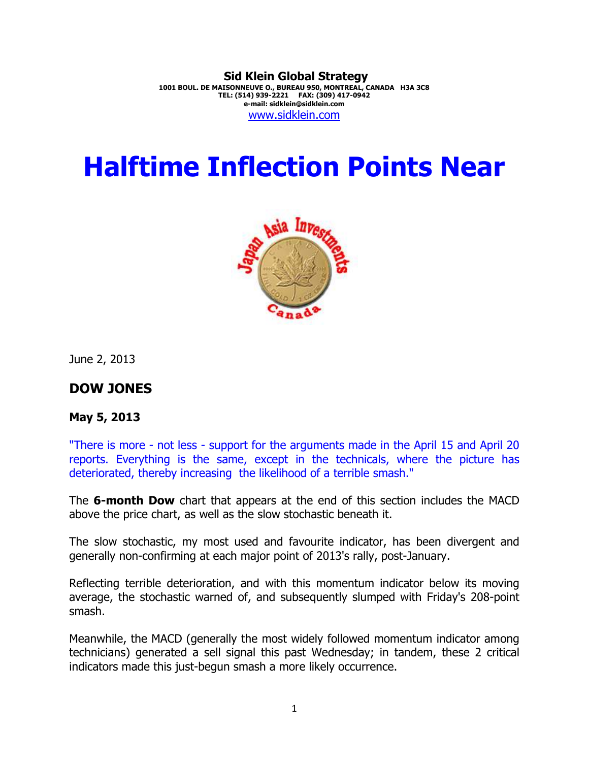**Sid Klein Global Strategy**
**1001 BOUL. DE MAISONNEUVE O., BUREAU 950, MONTREAL, CANADA H3A 3C8**
**TEL: (514) 939-2221 FAX: (309) 417-0942**
**e-mail: sidklein@sidklein.com**
www.sidklein.com

# Halftime Inflection Points Near

June 2, 2013

## DOW JONES

**May 5, 2013**

"There is more - not less - support for the arguments made in the April 15 and April 20 reports. Everything is the same, except in the technicals, where the picture has deteriorated, thereby increasing the likelihood of a terrible smash."

The **6-month Dow** chart that appears at the end of this section includes the MACD above the price chart, as well as the slow stochastic beneath it.

The slow stochastic, my most used and favourite indicator, has been divergent and generally non-confirming at each major point of 2013's rally, post-January.

Reflecting terrible deterioration, and with this momentum indicator below its moving average, the stochastic warned of, and subsequently slumped with Friday's 208-point smash.

Meanwhile, the MACD (generally the most widely followed momentum indicator among technicians) generated a sell signal this past Wednesday; in tandem, these 2 critical indicators made this just-begun smash a more likely occurrence.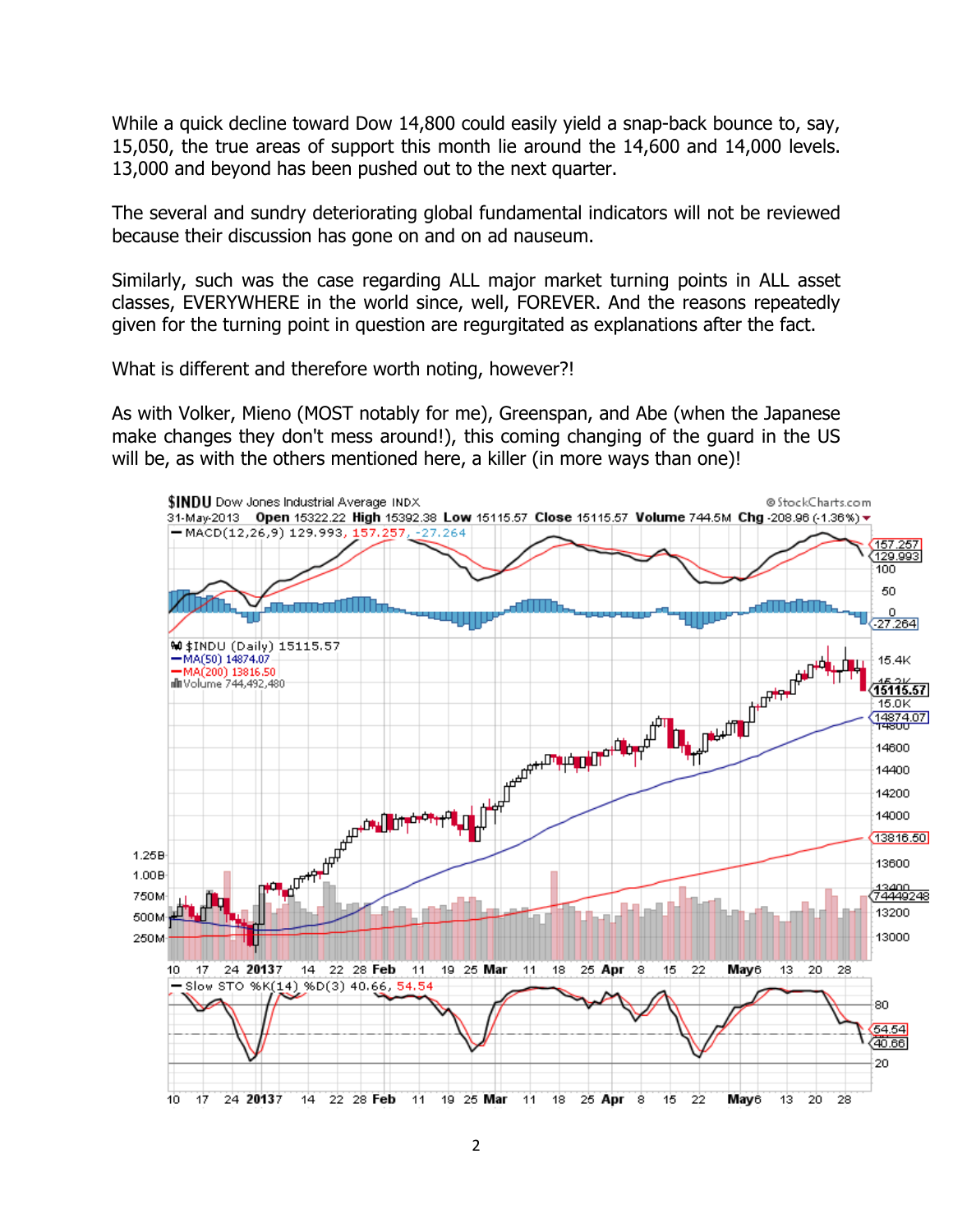While a quick decline toward Dow 14,800 could easily yield a snap-back bounce to, say, 15,050, the true areas of support this month lie around the 14,600 and 14,000 levels. 13,000 and beyond has been pushed out to the next quarter.

The several and sundry deteriorating global fundamental indicators will not be reviewed because their discussion has gone on and on ad nauseum.

Similarly, such was the case regarding ALL major market turning points in ALL asset classes, EVERYWHERE in the world since, well, FOREVER. And the reasons repeatedly given for the turning point in question are regurgitated as explanations after the fact.

What is different and therefore worth noting, however?!

As with Volker, Mieno (MOST notably for me), Greenspan, and Abe (when the Japanese make changes they don't mess around!), this coming changing of the guard in the US will be, as with the others mentioned here, a killer (in more ways than one)!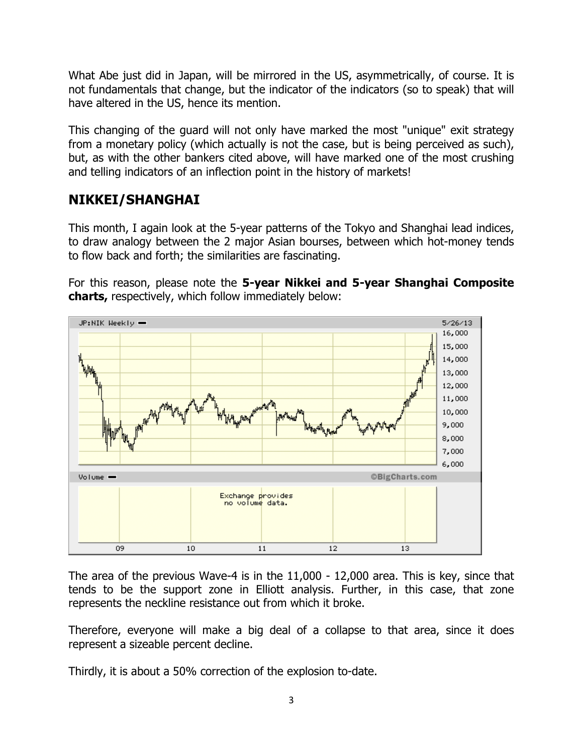What Abe just did in Japan, will be mirrored in the US, asymmetrically, of course. It is not fundamentals that change, but the indicator of the indicators (so to speak) that will have altered in the US, hence its mention.

This changing of the guard will not only have marked the most "unique" exit strategy from a monetary policy (which actually is not the case, but is being perceived as such), but, as with the other bankers cited above, will have marked one of the most crushing and telling indicators of an inflection point in the history of markets!

## NIKKEI/SHANGHAI

This month, I again look at the 5-year patterns of the Tokyo and Shanghai lead indices, to draw analogy between the 2 major Asian bourses, between which hot-money tends to flow back and forth; the similarities are fascinating.

For this reason, please note the **5-year Nikkei and 5-year Shanghai Composite charts,** respectively, which follow immediately below:

The area of the previous Wave-4 is in the 11,000 - 12,000 area. This is key, since that tends to be the support zone in Elliott analysis. Further, in this case, that zone represents the neckline resistance out from which it broke.

Therefore, everyone will make a big deal of a collapse to that area, since it does represent a sizeable percent decline.

Thirdly, it is about a 50% correction of the explosion to-date.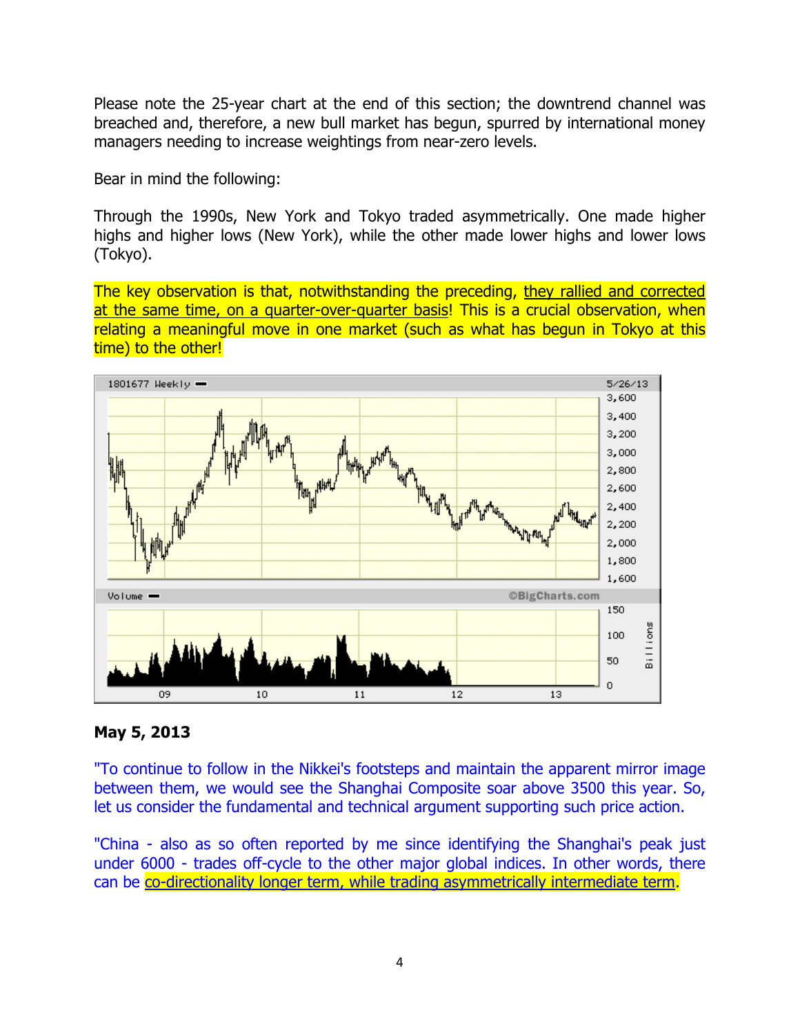Please note the 25-year chart at the end of this section; the downtrend channel was breached and, therefore, a new bull market has begun, spurred by international money managers needing to increase weightings from near-zero levels.

Bear in mind the following:

Through the 1990s, New York and Tokyo traded asymmetrically. One made higher highs and higher lows (New York), while the other made lower highs and lower lows (Tokyo).

The key observation is that, notwithstanding the preceding, <u>they rallied and corrected at the same time, on a quarter-over-quarter basis</u>! This is a crucial observation, when relating a meaningful move in one market (such as what has begun in Tokyo at this time) to the other!

**May 5, 2013**

"To continue to follow in the Nikkei's footsteps and maintain the apparent mirror image between them, we would see the Shanghai Composite soar above 3500 this year. So, let us consider the fundamental and technical argument supporting such price action.

"China - also as so often reported by me since identifying the Shanghai's peak just under 6000 - trades off-cycle to the other major global indices. In other words, there can be <u>co-directionality longer term, while trading asymmetrically intermediate term</u>.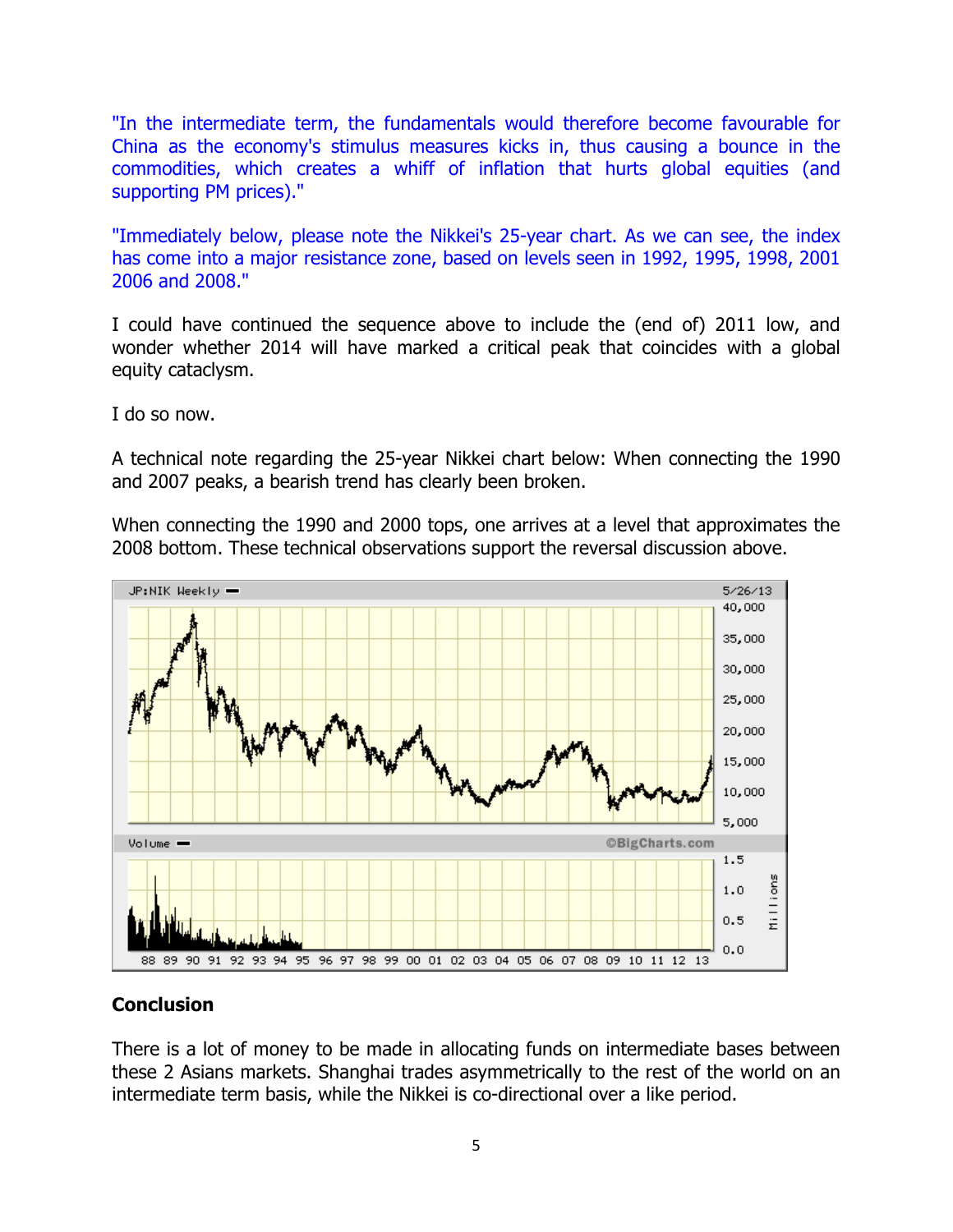"In the intermediate term, the fundamentals would therefore become favourable for China as the economy's stimulus measures kicks in, thus causing a bounce in the commodities, which creates a whiff of inflation that hurts global equities (and supporting PM prices)."

"Immediately below, please note the Nikkei's 25-year chart. As we can see, the index has come into a major resistance zone, based on levels seen in 1992, 1995, 1998, 2001 2006 and 2008."

I could have continued the sequence above to include the (end of) 2011 low, and wonder whether 2014 will have marked a critical peak that coincides with a global equity cataclysm.

I do so now.

A technical note regarding the 25-year Nikkei chart below: When connecting the 1990 and 2007 peaks, a bearish trend has clearly been broken.

When connecting the 1990 and 2000 tops, one arrives at a level that approximates the 2008 bottom. These technical observations support the reversal discussion above.

## Conclusion

There is a lot of money to be made in allocating funds on intermediate bases between these 2 Asians markets. Shanghai trades asymmetrically to the rest of the world on an intermediate term basis, while the Nikkei is co-directional over a like period.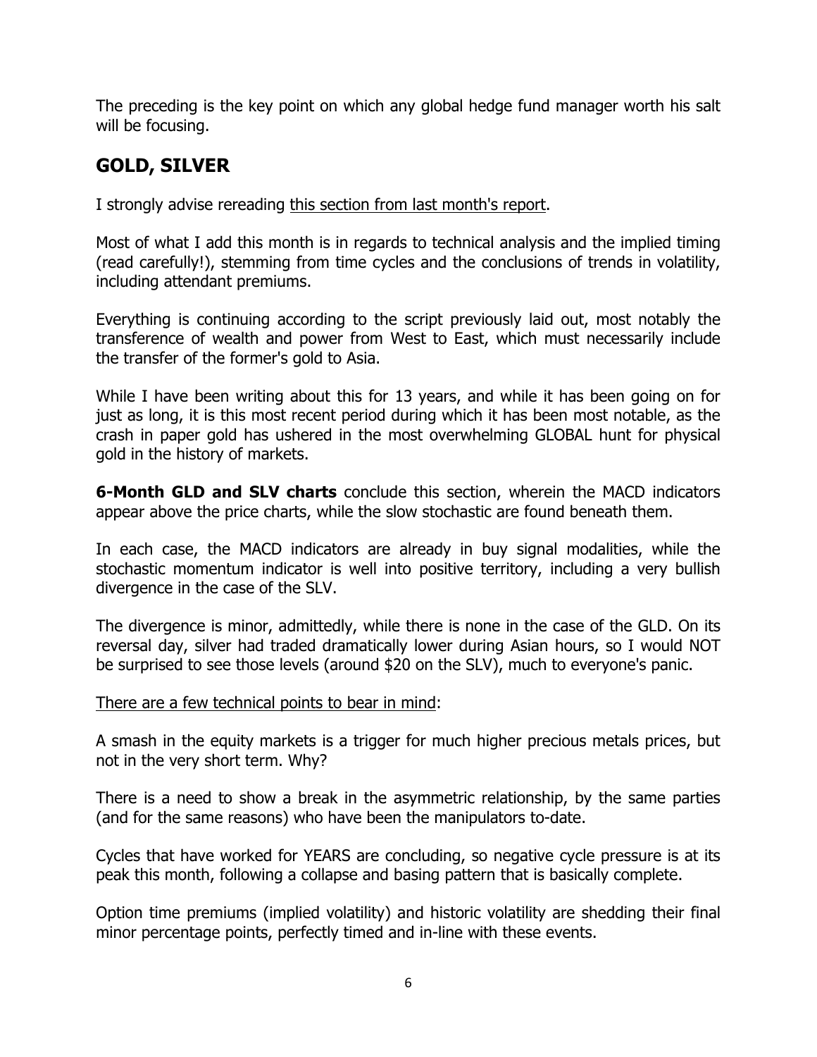The preceding is the key point on which any global hedge fund manager worth his salt will be focusing.

## GOLD, SILVER

I strongly advise rereading this section from last month's report.

Most of what I add this month is in regards to technical analysis and the implied timing (read carefully!), stemming from time cycles and the conclusions of trends in volatility, including attendant premiums.

Everything is continuing according to the script previously laid out, most notably the transference of wealth and power from West to East, which must necessarily include the transfer of the former's gold to Asia.

While I have been writing about this for 13 years, and while it has been going on for just as long, it is this most recent period during which it has been most notable, as the crash in paper gold has ushered in the most overwhelming GLOBAL hunt for physical gold in the history of markets.

**6-Month GLD and SLV charts** conclude this section, wherein the MACD indicators appear above the price charts, while the slow stochastic are found beneath them.

In each case, the MACD indicators are already in buy signal modalities, while the stochastic momentum indicator is well into positive territory, including a very bullish divergence in the case of the SLV.

The divergence is minor, admittedly, while there is none in the case of the GLD. On its reversal day, silver had traded dramatically lower during Asian hours, so I would NOT be surprised to see those levels (around $20 on the SLV), much to everyone's panic.

There are a few technical points to bear in mind:

A smash in the equity markets is a trigger for much higher precious metals prices, but not in the very short term. Why?

There is a need to show a break in the asymmetric relationship, by the same parties (and for the same reasons) who have been the manipulators to-date.

Cycles that have worked for YEARS are concluding, so negative cycle pressure is at its peak this month, following a collapse and basing pattern that is basically complete.

Option time premiums (implied volatility) and historic volatility are shedding their final minor percentage points, perfectly timed and in-line with these events.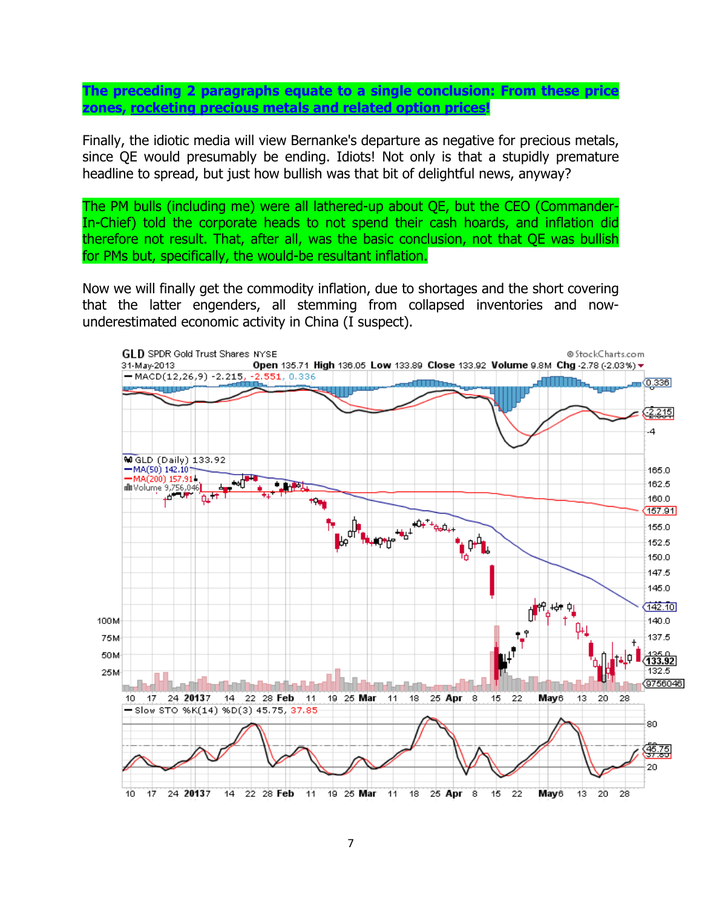**The preceding 2 paragraphs equate to a single conclusion: From these price zones, rocketing precious metals and related option prices!**

Finally, the idiotic media will view Bernanke's departure as negative for precious metals, since QE would presumably be ending. Idiots! Not only is that a stupidly premature headline to spread, but just how bullish was that bit of delightful news, anyway?

The PM bulls (including me) were all lathered-up about QE, but the CEO (Commander-In-Chief) told the corporate heads to not spend their cash hoards, and inflation did therefore not result. That, after all, was the basic conclusion, not that QE was bullish for PMs but, specifically, the would-be resultant inflation.

Now we will finally get the commodity inflation, due to shortages and the short covering that the latter engenders, all stemming from collapsed inventories and now-underestimated economic activity in China (I suspect).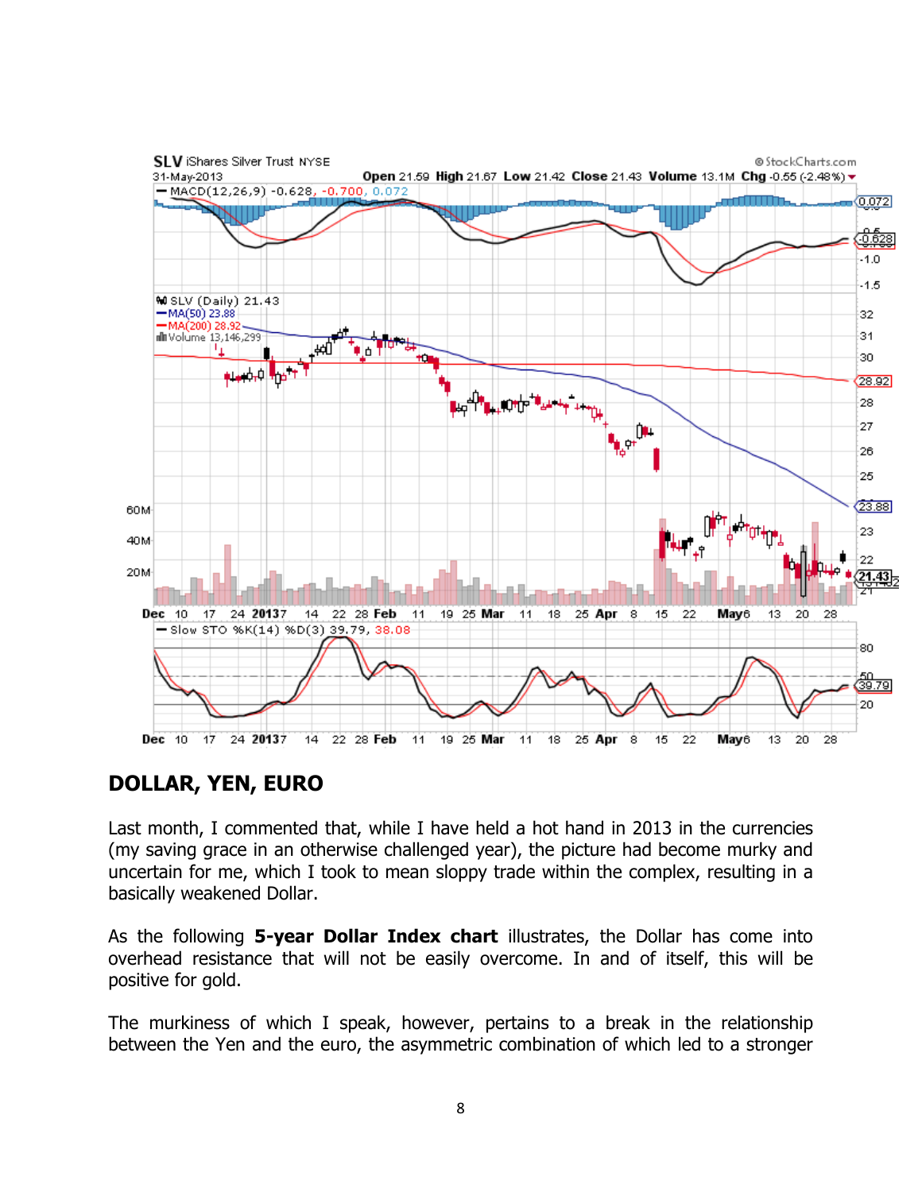## DOLLAR, YEN, EURO

Last month, I commented that, while I have held a hot hand in 2013 in the currencies (my saving grace in an otherwise challenged year), the picture had become murky and uncertain for me, which I took to mean sloppy trade within the complex, resulting in a basically weakened Dollar.

As the following **5-year Dollar Index chart** illustrates, the Dollar has come into overhead resistance that will not be easily overcome. In and of itself, this will be positive for gold.

The murkiness of which I speak, however, pertains to a break in the relationship between the Yen and the euro, the asymmetric combination of which led to a stronger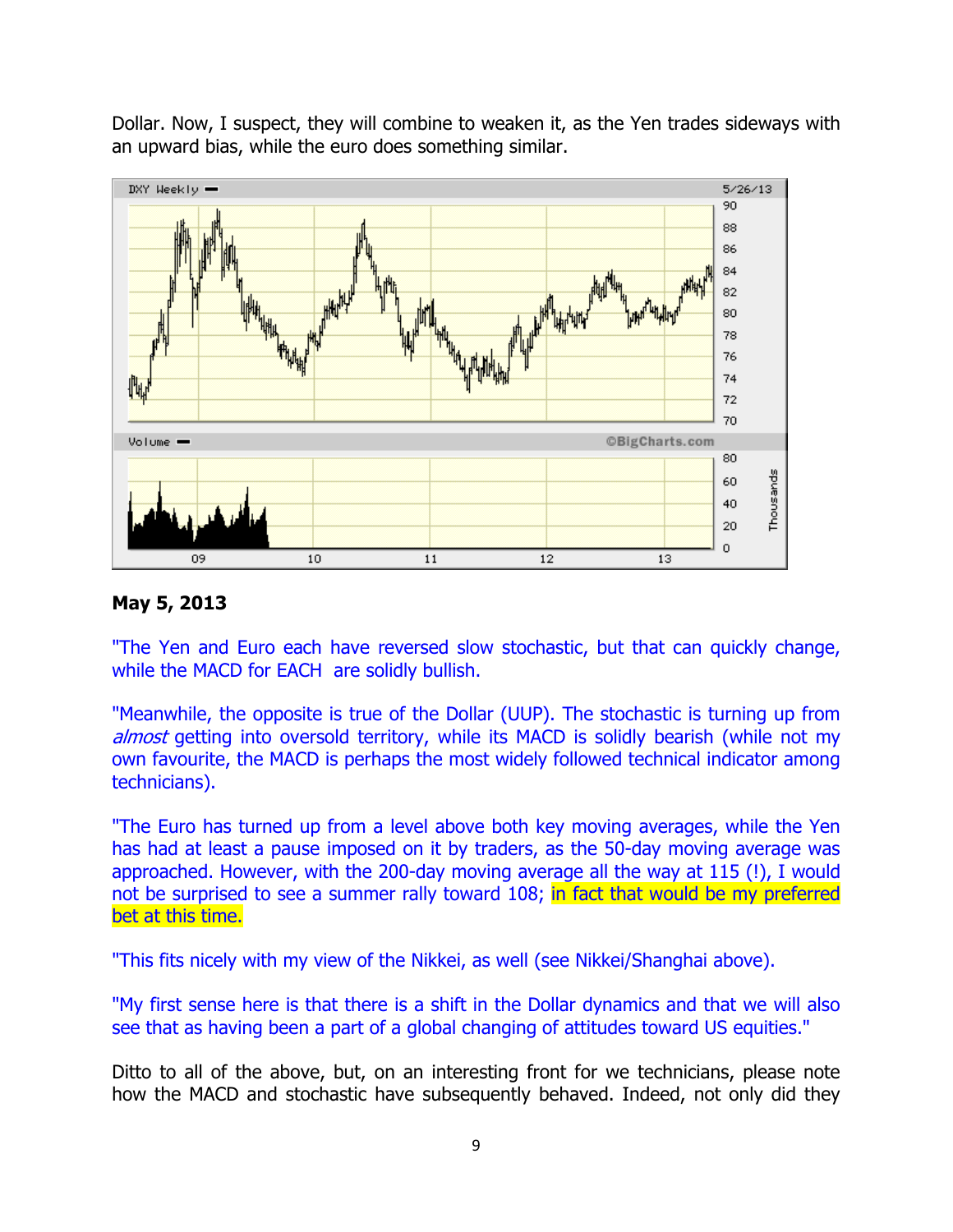Dollar. Now, I suspect, they will combine to weaken it, as the Yen trades sideways with an upward bias, while the euro does something similar.

**May 5, 2013**

"The Yen and Euro each have reversed slow stochastic, but that can quickly change, while the MACD for EACH are solidly bullish.

"Meanwhile, the opposite is true of the Dollar (UUP). The stochastic is turning up from *almost* getting into oversold territory, while its MACD is solidly bearish (while not my own favourite, the MACD is perhaps the most widely followed technical indicator among technicians).

"The Euro has turned up from a level above both key moving averages, while the Yen has had at least a pause imposed on it by traders, as the 50-day moving average was approached. However, with the 200-day moving average all the way at 115 (!), I would not be surprised to see a summer rally toward 108; in fact that would be my preferred bet at this time.

"This fits nicely with my view of the Nikkei, as well (see Nikkei/Shanghai above).

"My first sense here is that there is a shift in the Dollar dynamics and that we will also see that as having been a part of a global changing of attitudes toward US equities."

Ditto to all of the above, but, on an interesting front for we technicians, please note how the MACD and stochastic have subsequently behaved. Indeed, not only did they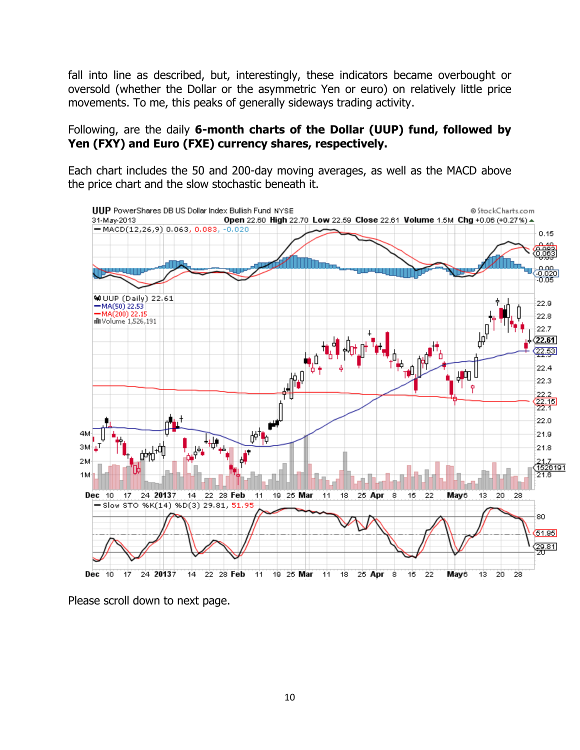fall into line as described, but, interestingly, these indicators became overbought or oversold (whether the Dollar or the asymmetric Yen or euro) on relatively little price movements. To me, this peaks of generally sideways trading activity.

Following, are the daily **6-month charts of the Dollar (UUP) fund, followed by Yen (FXY) and Euro (FXE) currency shares, respectively.**

Each chart includes the 50 and 200-day moving averages, as well as the MACD above the price chart and the slow stochastic beneath it.

Please scroll down to next page.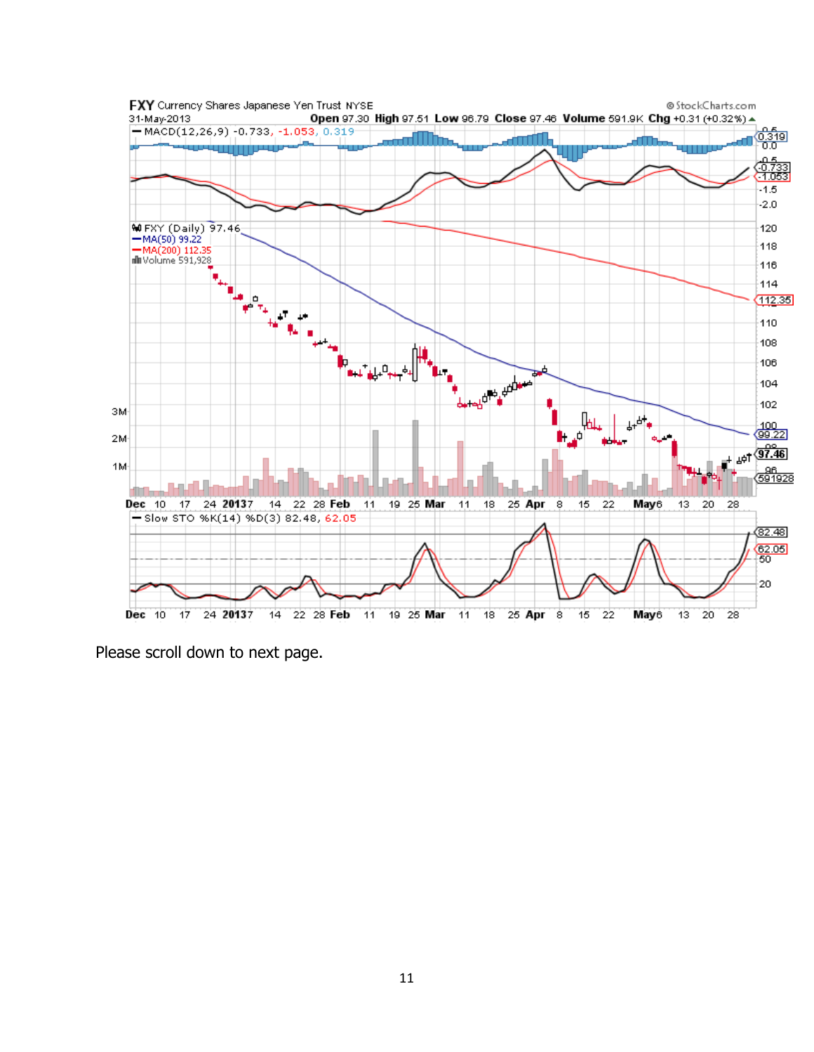**FXY** Currency Shares Japanese Yen Trust NYSE ©StockCharts.com

31-May-2013 **Open** 97.30 **High** 97.51 **Low** 96.79 **Close** 97.46 **Volume** 591.9K **Chg** +0.31 (+0.32%)

MACD(12,26,9) -0.733, -1.053, 0.319

FXY (Daily) 97.46
MA(50) 99.22
MA(200) 112.35
Volume 591,928

Slow STO %K(14) %D(3) 82.48, 62.05

Please scroll down to next page.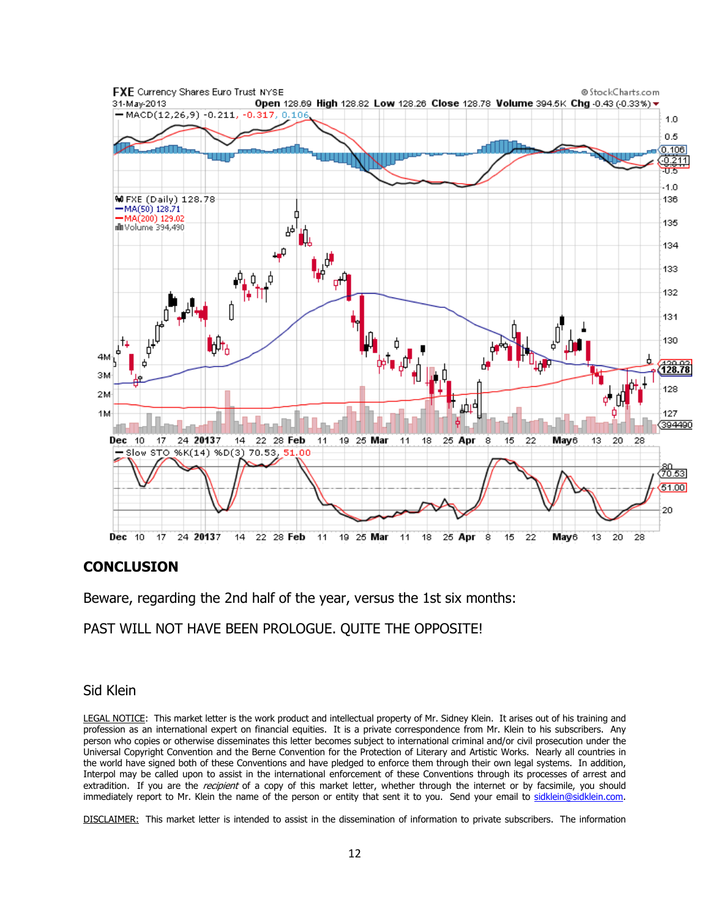## CONCLUSION

Beware, regarding the 2nd half of the year, versus the 1st six months:

PAST WILL NOT HAVE BEEN PROLOGUE. QUITE THE OPPOSITE!

Sid Klein

LEGAL NOTICE: This market letter is the work product and intellectual property of Mr. Sidney Klein. It arises out of his training and profession as an international expert on financial equities. It is a private correspondence from Mr. Klein to his subscribers. Any person who copies or otherwise disseminates this letter becomes subject to international criminal and/or civil prosecution under the Universal Copyright Convention and the Berne Convention for the Protection of Literary and Artistic Works. Nearly all countries in the world have signed both of these Conventions and have pledged to enforce them through their own legal systems. In addition, Interpol may be called upon to assist in the international enforcement of these Conventions through its processes of arrest and extradition. If you are the *recipient* of a copy of this market letter, whether through the internet or by facsimile, you should immediately report to Mr. Klein the name of the person or entity that sent it to you. Send your email to sidklein@sidklein.com.

DISCLAIMER: This market letter is intended to assist in the dissemination of information to private subscribers. The information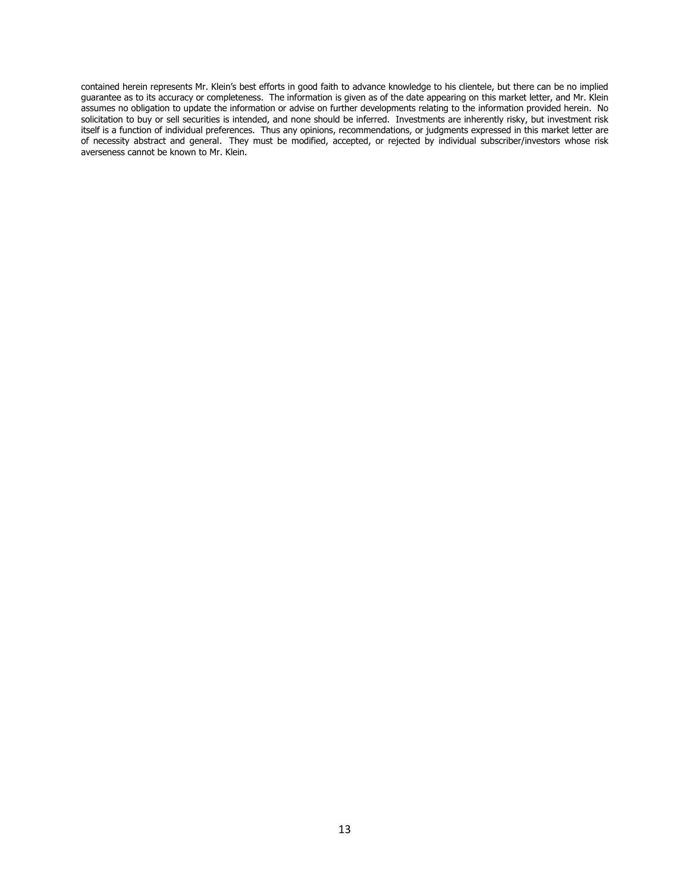contained herein represents Mr. Klein's best efforts in good faith to advance knowledge to his clientele, but there can be no implied guarantee as to its accuracy or completeness. The information is given as of the date appearing on this market letter, and Mr. Klein assumes no obligation to update the information or advise on further developments relating to the information provided herein. No solicitation to buy or sell securities is intended, and none should be inferred. Investments are inherently risky, but investment risk itself is a function of individual preferences. Thus any opinions, recommendations, or judgments expressed in this market letter are of necessity abstract and general. They must be modified, accepted, or rejected by individual subscriber/investors whose risk averseness cannot be known to Mr. Klein.